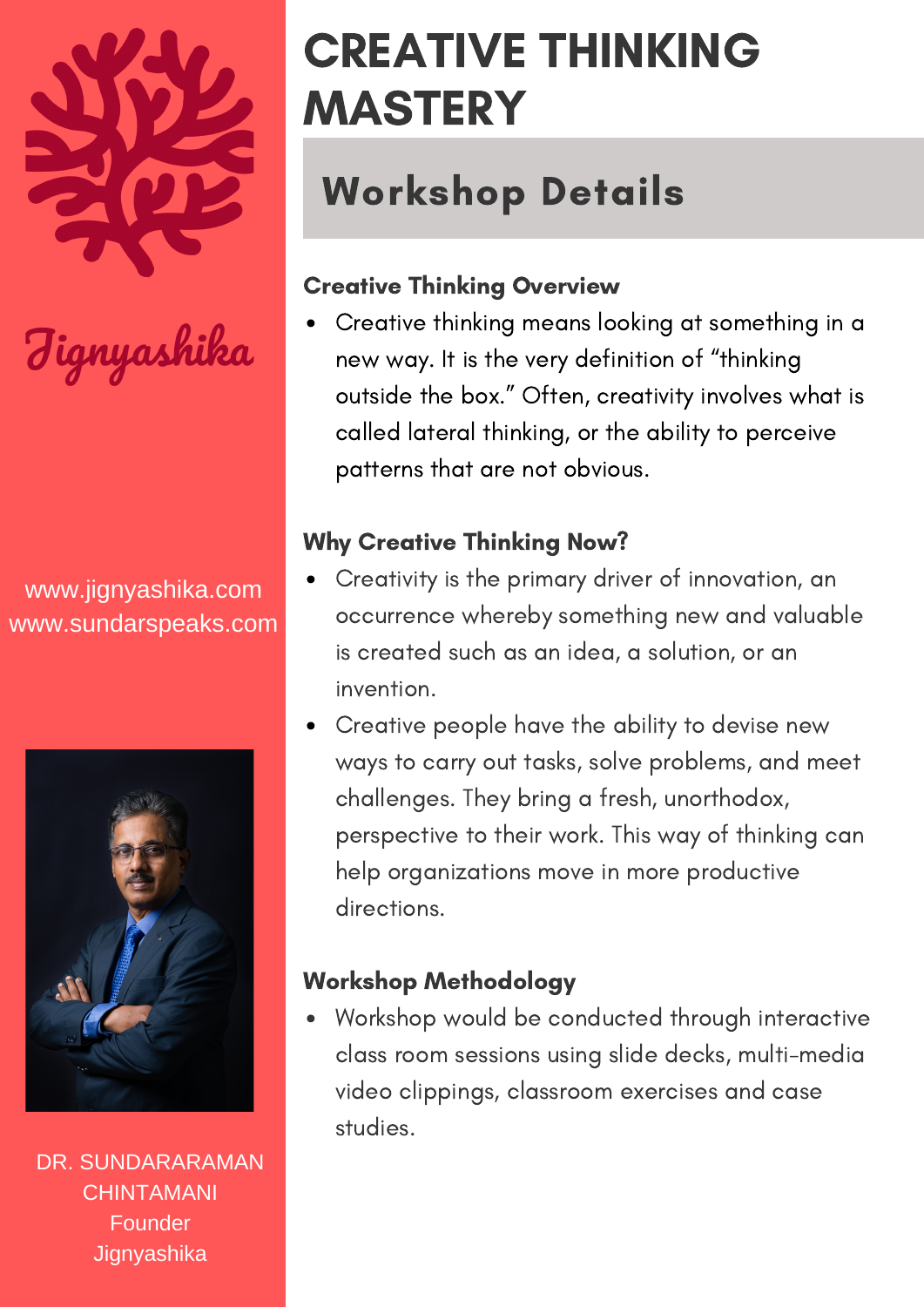Jignyashika

www.jignyashika.com
www.sundarspeaks.com

DR. SUNDARARAMAN CHINTAMANI
Founder
Jignyashika

# CREATIVE THINKING MASTERY

## Workshop Details

### Creative Thinking Overview

- Creative thinking means looking at something in a new way. It is the very definition of "thinking outside the box." Often, creativity involves what is called lateral thinking, or the ability to perceive patterns that are not obvious.

### Why Creative Thinking Now?

- Creativity is the primary driver of innovation, an occurrence whereby something new and valuable is created such as an idea, a solution, or an invention.
- Creative people have the ability to devise new ways to carry out tasks, solve problems, and meet challenges. They bring a fresh, unorthodox, perspective to their work. This way of thinking can help organizations move in more productive directions.

### Workshop Methodology

- Workshop would be conducted through interactive class room sessions using slide decks, multi-media video clippings, classroom exercises and case studies.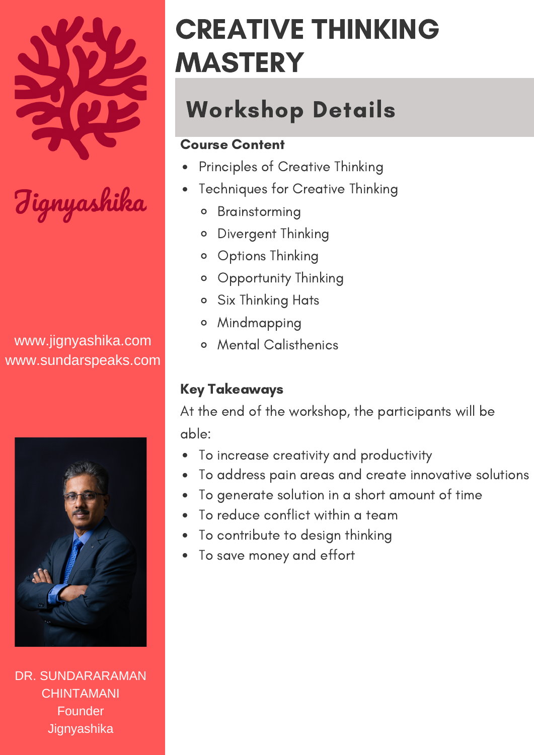Jignyashika

www.jignyashika.com
www.sundarspeaks.com

DR. SUNDARARAMAN CHINTAMANI
Founder
Jignyashika

# CREATIVE THINKING MASTERY

## Workshop Details

**Course Content**

- Principles of Creative Thinking
- Techniques for Creative Thinking
  - Brainstorming
  - Divergent Thinking
  - Options Thinking
  - Opportunity Thinking
  - Six Thinking Hats
  - Mindmapping
  - Mental Calisthenics

**Key Takeaways**

At the end of the workshop, the participants will be able:

- To increase creativity and productivity
- To address pain areas and create innovative solutions
- To generate solution in a short amount of time
- To reduce conflict within a team
- To contribute to design thinking
- To save money and effort